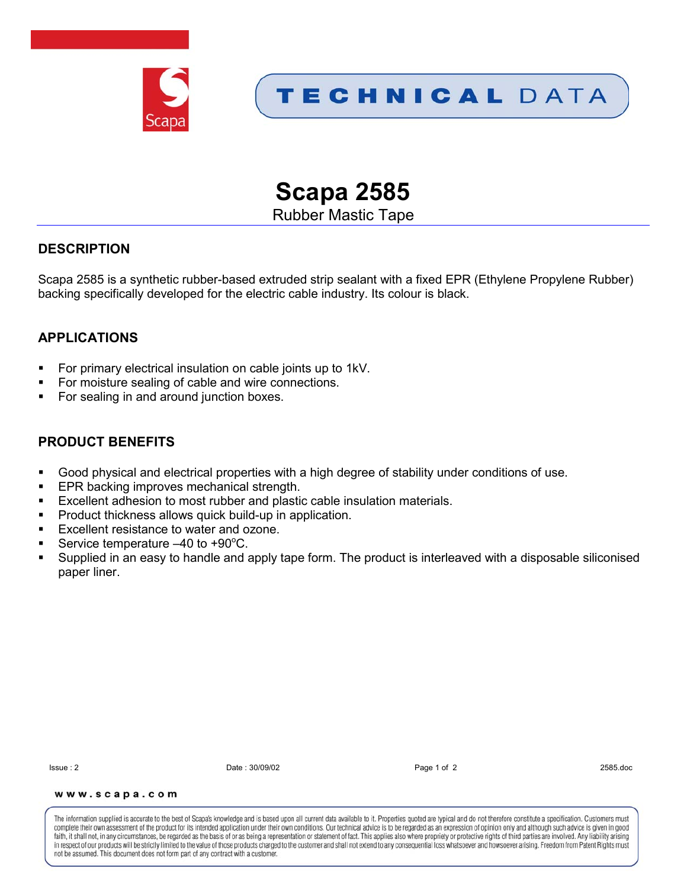TECHNICAL DATA

# Scapa 2585

Rubber Mastic Tape

## DESCRIPTION

Scapa 2585 is a synthetic rubber-based extruded strip sealant with a fixed EPR (Ethylene Propylene Rubber) backing specifically developed for the electric cable industry. Its colour is black.

## APPLICATIONS

- For primary electrical insulation on cable joints up to 1kV.
- For moisture sealing of cable and wire connections.
- For sealing in and around junction boxes.

## PRODUCT BENEFITS

- Good physical and electrical properties with a high degree of stability under conditions of use.
- EPR backing improves mechanical strength.
- Excellent adhesion to most rubber and plastic cable insulation materials.
- Product thickness allows quick build-up in application.
- Excellent resistance to water and ozone.
- Service temperature –40 to +90$^{o}$C.
- Supplied in an easy to handle and apply tape form. The product is interleaved with a disposable siliconised paper liner.

Issue : 2 Date : 30/09/02 2585.doc

www.scapa.com

The information supplied is accurate to the best of Scapa's knowledge and is based upon all current data available to it. Properties quoted are typical and do not therefore constitute a specification. Customers must complete their own assessment of the product for its intended application under their own conditions. Our technical advice is to be regarded as an expression of opinion only and although such advice is given in good faith, it shall not, in any circumstances, be regarded as the basis of or as being a representation or statement of fact. This applies also where propriety or protective rights of third parties are involved. Any liability arising in respect of our products will be strictly limited to the value of those products charged to the customer and shall not extend to any consequential loss whatsoever and howsoever arising. Freedom from Patent Rights must not be assumed. This document does not form part of any contract with a customer.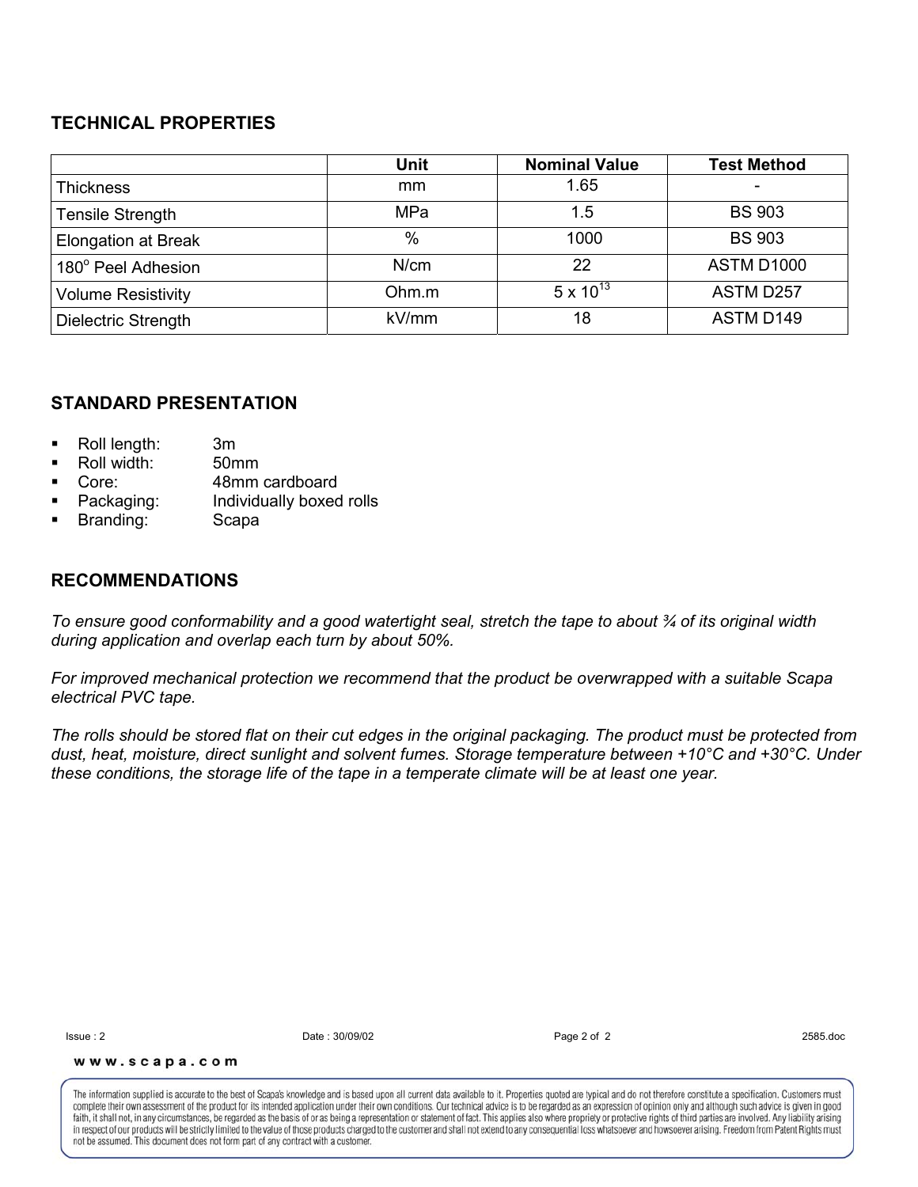## TECHNICAL PROPERTIES

| | Unit | Nominal Value | Test Method |
|---|---|---|---|
| Thickness | mm | 1.65 | - |
| Tensile Strength | MPa | 1.5 | BS 903 |
| Elongation at Break | % | 1000 | BS 903 |
| 180° Peel Adhesion | N/cm | 22 | ASTM D1000 |
| Volume Resistivity | Ohm.m | $5 \times 10^{13}$ | ASTM D257 |
| Dielectric Strength | kV/mm | 18 | ASTM D149 |

## STANDARD PRESENTATION

- Roll length: 3m
- Roll width: 50mm
- Core: 48mm cardboard
- Packaging: Individually boxed rolls
- Branding: Scapa

## RECOMMENDATIONS

*To ensure good conformability and a good watertight seal, stretch the tape to about ¾ of its original width during application and overlap each turn by about 50%.*

*For improved mechanical protection we recommend that the product be overwrapped with a suitable Scapa electrical PVC tape.*

*The rolls should be stored flat on their cut edges in the original packaging. The product must be protected from dust, heat, moisture, direct sunlight and solvent fumes. Storage temperature between +10°C and +30°C. Under these conditions, the storage life of the tape in a temperate climate will be at least one year.*

Issue : 2 Date : 30/09/02 2585.doc

www.scapa.com

The information supplied is accurate to the best of Scapa's knowledge and is based upon all current data available to it. Properties quoted are typical and do not therefore constitute a specification. Customers must complete their own assessment of the product for its intended application under their own conditions. Our technical advice is to be regarded as an expression of opinion only and although such advice is given in good faith, it shall not, in any circumstances, be regarded as the basis of or as being a representation or statement of fact. This applies also where propriety or protective rights of third parties are involved. Any liability arising in respect of our products will be strictly limited to the value of those products charged to the customer and shall not extend to any consequential loss whatsoever and howsoever arising. Freedom from Patent Rights must not be assumed. This document does not form part of any contract with a customer.